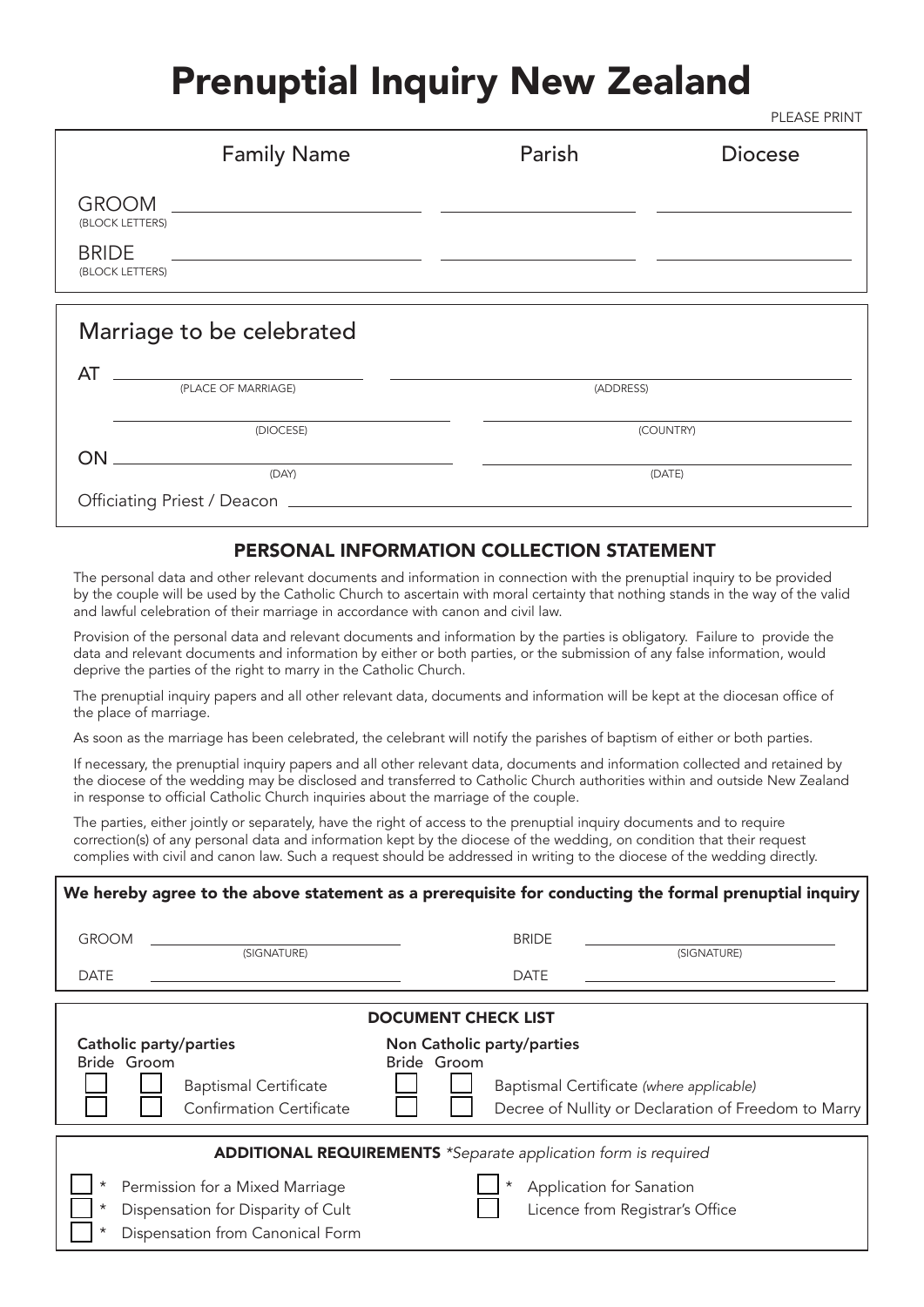# Prenuptial Inquiry New Zealand

PLEASE PRINT

| | Family Name | Parish | Diocese |
| --- | --- | --- | --- |
| GROOM (BLOCK LETTERS) | | | |
| BRIDE (BLOCK LETTERS) | | | |

## Marriage to be celebrated

AT ______________________ (PLACE OF MARRIAGE) ______________________ (ADDRESS)

______________________ (DIOCESE) ______________________ (COUNTRY)

ON ______________________ (DAY) ______________________ (DATE)

Officiating Priest / Deacon ______________________

## PERSONAL INFORMATION COLLECTION STATEMENT

The personal data and other relevant documents and information in connection with the prenuptial inquiry to be provided by the couple will be used by the Catholic Church to ascertain with moral certainty that nothing stands in the way of the valid and lawful celebration of their marriage in accordance with canon and civil law.

Provision of the personal data and relevant documents and information by the parties is obligatory. Failure to provide the data and relevant documents and information by either or both parties, or the submission of any false information, would deprive the parties of the right to marry in the Catholic Church.

The prenuptial inquiry papers and all other relevant data, documents and information will be kept at the diocesan office of the place of marriage.

As soon as the marriage has been celebrated, the celebrant will notify the parishes of baptism of either or both parties.

If necessary, the prenuptial inquiry papers and all other relevant data, documents and information collected and retained by the diocese of the wedding may be disclosed and transferred to Catholic Church authorities within and outside New Zealand in response to official Catholic Church inquiries about the marriage of the couple.

The parties, either jointly or separately, have the right of access to the prenuptial inquiry documents and to require correction(s) of any personal data and information kept by the diocese of the wedding, on condition that their request complies with civil and canon law. Such a request should be addressed in writing to the diocese of the wedding directly.

**We hereby agree to the above statement as a prerequisite for conducting the formal prenuptial inquiry**

GROOM ______________________ (SIGNATURE) BRIDE ______________________ (SIGNATURE)

DATE ______________________ DATE ______________________

### DOCUMENT CHECK LIST

**Catholic party/parties**

| Bride | Groom | |
| --- | --- | --- |
| ☐ | ☐ | Baptismal Certificate |
| ☐ | ☐ | Confirmation Certificate |

**Non Catholic party/parties**

| Bride | Groom | |
| --- | --- | --- |
| ☐ | ☐ | Baptismal Certificate *(where applicable)* |
| ☐ | ☐ | Decree of Nullity or Declaration of Freedom to Marry |

### ADDITIONAL REQUIREMENTS *\*Separate application form is required*

- ☐ * Permission for a Mixed Marriage
- ☐ * Dispensation for Disparity of Cult
- ☐ * Dispensation from Canonical Form
- ☐ * Application for Sanation
- ☐ Licence from Registrar's Office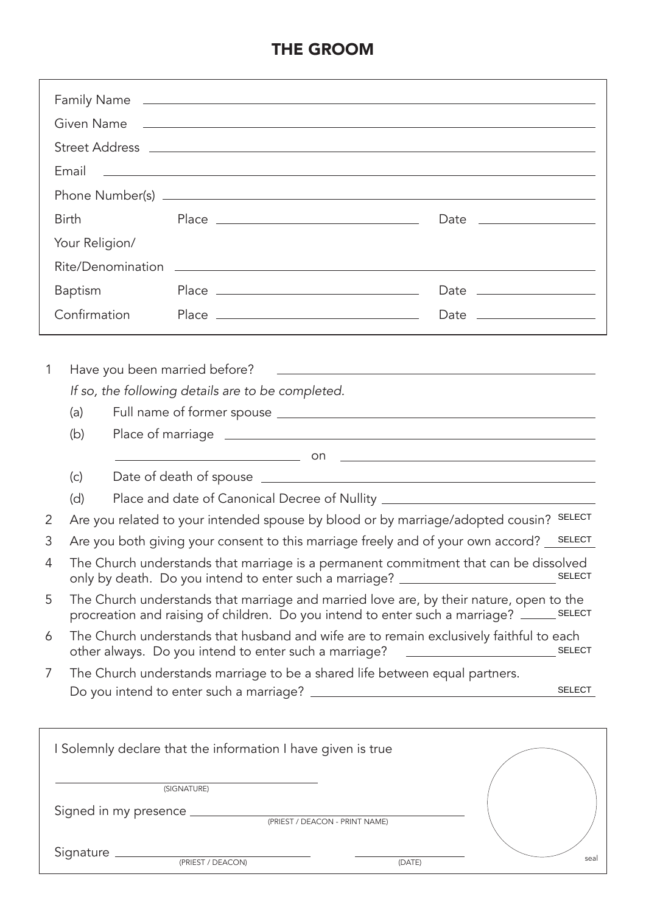# THE GROOM

Family Name ______________________________

Given Name ______________________________

Street Address ______________________________

Email ______________________________

Phone Number(s) ______________________________

Birth Place ______________________________ Date ______________

Your Religion/
Rite/Denomination ______________________________

Baptism Place ______________________________ Date ______________

Confirmation Place ______________________________ Date ______________

1. Have you been married before? ______________________________

   *If so, the following details are to be completed.*

   (a) Full name of former spouse ______________________________

   (b) Place of marriage ______________________________

   ______________ on ______________

   (c) Date of death of spouse ______________________________

   (d) Place and date of Canonical Decree of Nullity ______________________________

2. Are you related to your intended spouse by blood or by marriage/adopted cousin? SELECT

3. Are you both giving your consent to this marriage freely and of your own accord? SELECT

4. The Church understands that marriage is a permanent commitment that can be dissolved only by death. Do you intend to enter such a marriage? SELECT

5. The Church understands that marriage and married love are, by their nature, open to the procreation and raising of children. Do you intend to enter such a marriage? SELECT

6. The Church understands that husband and wife are to remain exclusively faithful to each other always. Do you intend to enter such a marriage? SELECT

7. The Church understands marriage to be a shared life between equal partners. Do you intend to enter such a marriage? SELECT

I Solemnly declare that the information I have given is true

______________________________
(SIGNATURE)

Signed in my presence ______________________________
(PRIEST / DEACON - PRINT NAME)

Signature ______________________________ ______________
(PRIEST / DEACON) (DATE)

seal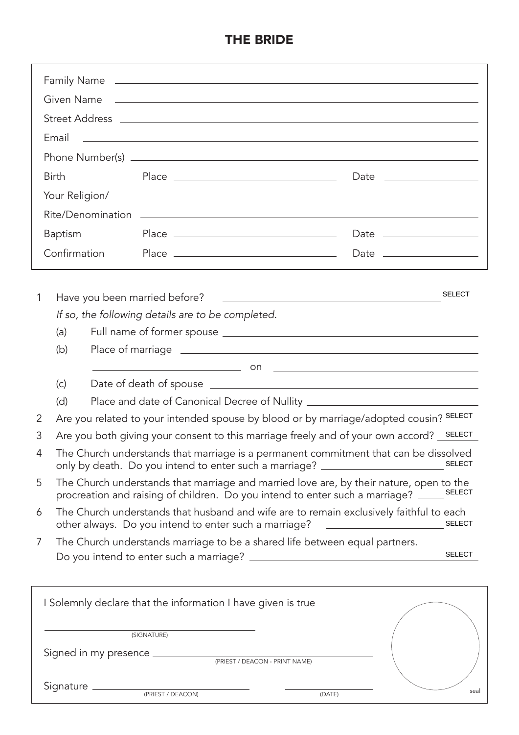# THE BRIDE

Family Name ______________________________

Given Name ______________________________

Street Address ______________________________

Email ______________________________

Phone Number(s) ______________________________

Birth Place ______________________ Date ______________

Your Religion/
Rite/Denomination ______________________________

Baptism Place ______________________ Date ______________

Confirmation Place ______________________ Date ______________

1. Have you been married before? ______________________ SELECT

   *If so, the following details are to be completed.*

   (a) Full name of former spouse ______________________________

   (b) Place of marriage ______________________________

   ______________________ on ______________________

   (c) Date of death of spouse ______________________________

   (d) Place and date of Canonical Decree of Nullity ______________________

2. Are you related to your intended spouse by blood or by marriage/adopted cousin? SELECT

3. Are you both giving your consent to this marriage freely and of your own accord? SELECT

4. The Church understands that marriage is a permanent commitment that can be dissolved only by death. Do you intend to enter such a marriage? ______________ SELECT

5. The Church understands that marriage and married love are, by their nature, open to the procreation and raising of children. Do you intend to enter such a marriage? ______ SELECT

6. The Church understands that husband and wife are to remain exclusively faithful to each other always. Do you intend to enter such a marriage? ______________ SELECT

7. The Church understands marriage to be a shared life between equal partners. Do you intend to enter such a marriage? ______________________ SELECT

I Solemnly declare that the information I have given is true

______________________________
(SIGNATURE)

Signed in my presence ______________________________
(PRIEST / DEACON - PRINT NAME)

Signature ______________________ ______________
(PRIEST / DEACON) (DATE)

seal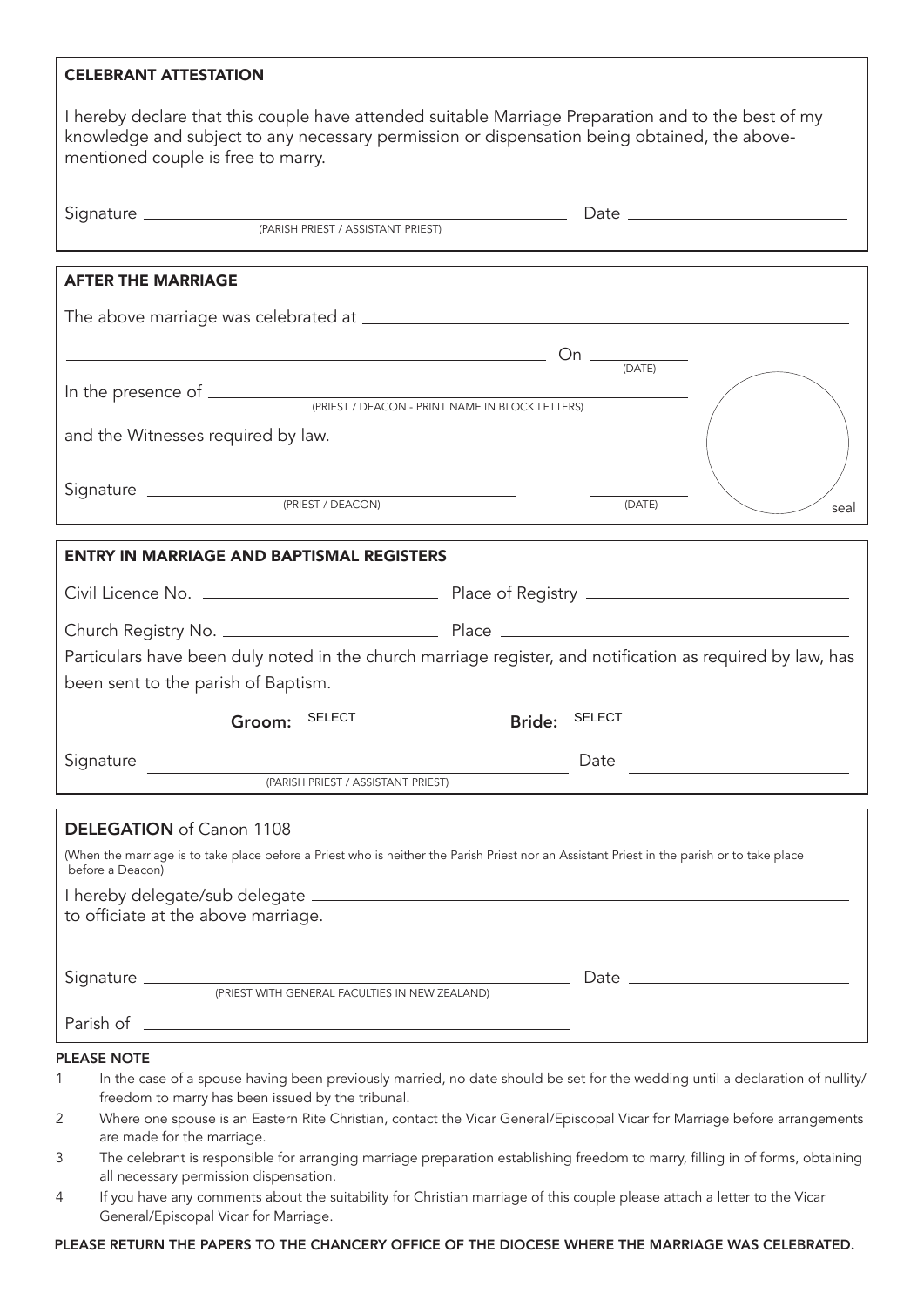## CELEBRANT ATTESTATION

I hereby declare that this couple have attended suitable Marriage Preparation and to the best of my knowledge and subject to any necessary permission or dispensation being obtained, the above-mentioned couple is free to marry.

Signature ______________________________ Date ______________________
(PARISH PRIEST / ASSISTANT PRIEST)

## AFTER THE MARRIAGE

The above marriage was celebrated at ______________________________

______________________________ On ____________
(DATE)

In the presence of ______________________________
(PRIEST / DEACON - PRINT NAME IN BLOCK LETTERS)

and the Witnesses required by law.

Signature ______________________________ ____________
(PRIEST / DEACON) (DATE)

seal

## ENTRY IN MARRIAGE AND BAPTISMAL REGISTERS

Civil Licence No. ______________________ Place of Registry ______________________

Church Registry No. ______________________ Place ______________________

Particulars have been duly noted in the church marriage register, and notification as required by law, has been sent to the parish of Baptism.

**Groom:** SELECT **Bride:** SELECT

Signature ______________________________ Date ______________________
(PARISH PRIEST / ASSISTANT PRIEST)

## DELEGATION of Canon 1108

(When the marriage is to take place before a Priest who is neither the Parish Priest nor an Assistant Priest in the parish or to take place before a Deacon)

I hereby delegate/sub delegate ______________________________
to officiate at the above marriage.

Signature ______________________________ Date ______________________
(PRIEST WITH GENERAL FACULTIES IN NEW ZEALAND)

Parish of ______________________________

**PLEASE NOTE**

1. In the case of a spouse having been previously married, no date should be set for the wedding until a declaration of nullity/ freedom to marry has been issued by the tribunal.
2. Where one spouse is an Eastern Rite Christian, contact the Vicar General/Episcopal Vicar for Marriage before arrangements are made for the marriage.
3. The celebrant is responsible for arranging marriage preparation establishing freedom to marry, filling in of forms, obtaining all necessary permission dispensation.
4. If you have any comments about the suitability for Christian marriage of this couple please attach a letter to the Vicar General/Episcopal Vicar for Marriage.

**PLEASE RETURN THE PAPERS TO THE CHANCERY OFFICE OF THE DIOCESE WHERE THE MARRIAGE WAS CELEBRATED.**